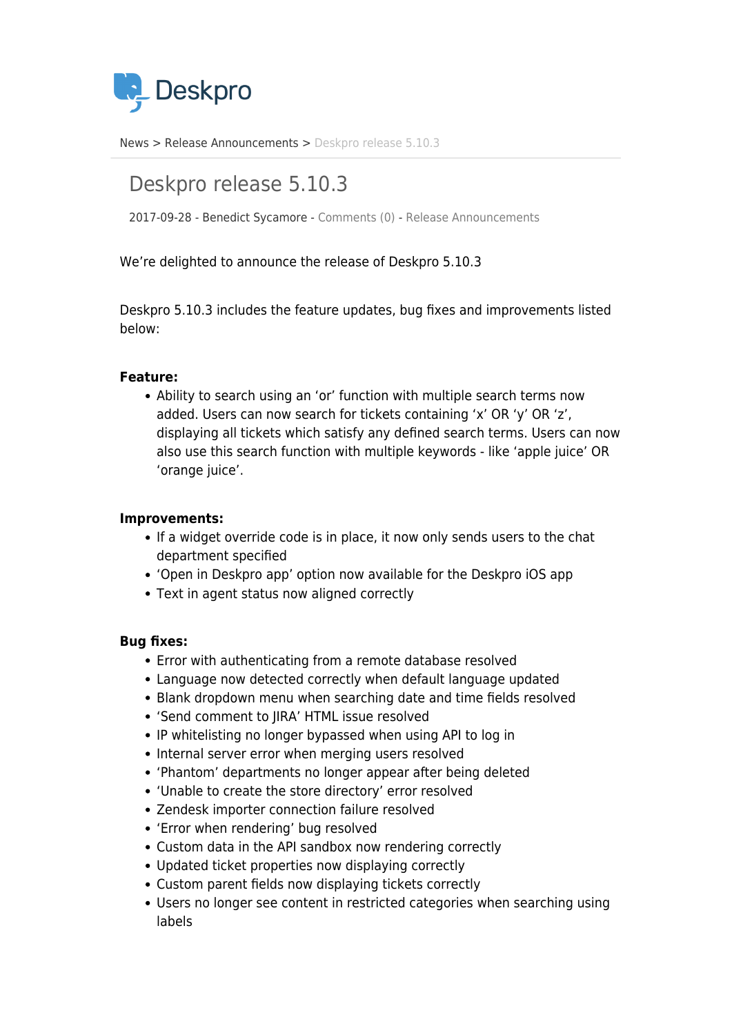Deskpro

News > Release Announcements > Deskpro release 5.10.3

# Deskpro release 5.10.3

2017-09-28 - Benedict Sycamore - Comments (0) - Release Announcements

We're delighted to announce the release of Deskpro 5.10.3

Deskpro 5.10.3 includes the feature updates, bug fixes and improvements listed below:

**Feature:**

- Ability to search using an 'or' function with multiple search terms now added. Users can now search for tickets containing 'x' OR 'y' OR 'z', displaying all tickets which satisfy any defined search terms. Users can now also use this search function with multiple keywords - like 'apple juice' OR 'orange juice'.

**Improvements:**

- If a widget override code is in place, it now only sends users to the chat department specified
- 'Open in Deskpro app' option now available for the Deskpro iOS app
- Text in agent status now aligned correctly

**Bug fixes:**

- Error with authenticating from a remote database resolved
- Language now detected correctly when default language updated
- Blank dropdown menu when searching date and time fields resolved
- 'Send comment to JIRA' HTML issue resolved
- IP whitelisting no longer bypassed when using API to log in
- Internal server error when merging users resolved
- 'Phantom' departments no longer appear after being deleted
- 'Unable to create the store directory' error resolved
- Zendesk importer connection failure resolved
- 'Error when rendering' bug resolved
- Custom data in the API sandbox now rendering correctly
- Updated ticket properties now displaying correctly
- Custom parent fields now displaying tickets correctly
- Users no longer see content in restricted categories when searching using labels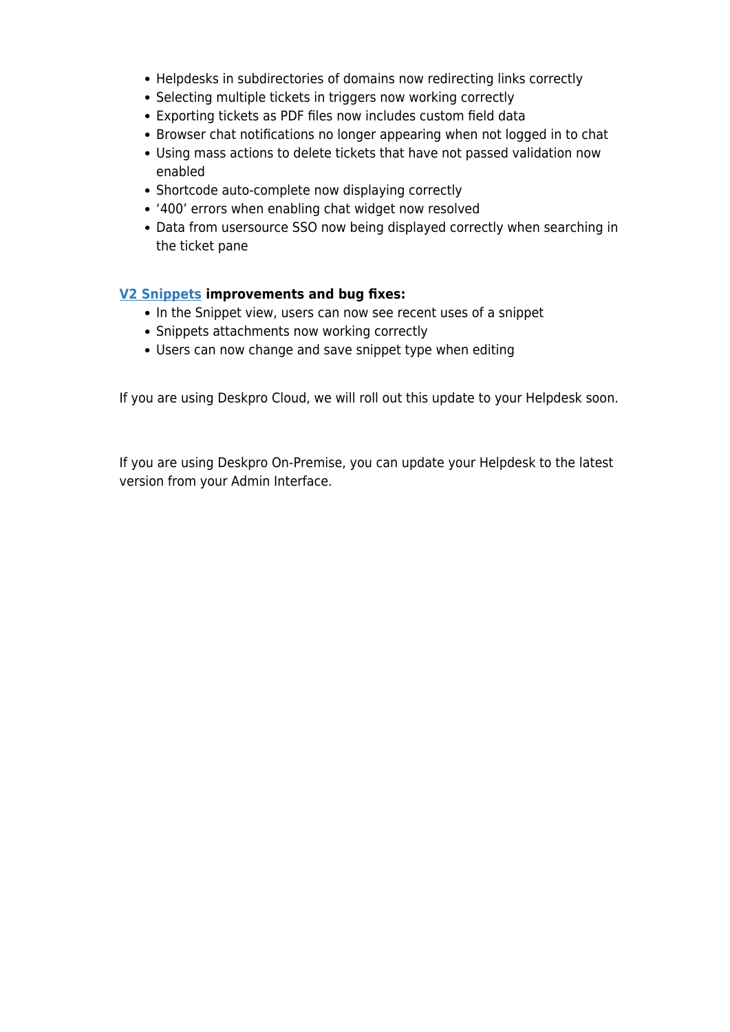- Helpdesks in subdirectories of domains now redirecting links correctly
- Selecting multiple tickets in triggers now working correctly
- Exporting tickets as PDF files now includes custom field data
- Browser chat notifications no longer appearing when not logged in to chat
- Using mass actions to delete tickets that have not passed validation now enabled
- Shortcode auto-complete now displaying correctly
- ‘400’ errors when enabling chat widget now resolved
- Data from usersource SSO now being displayed correctly when searching in the ticket pane

**V2 Snippets improvements and bug fixes:**

- In the Snippet view, users can now see recent uses of a snippet
- Snippets attachments now working correctly
- Users can now change and save snippet type when editing

If you are using Deskpro Cloud, we will roll out this update to your Helpdesk soon.

If you are using Deskpro On-Premise, you can update your Helpdesk to the latest version from your Admin Interface.